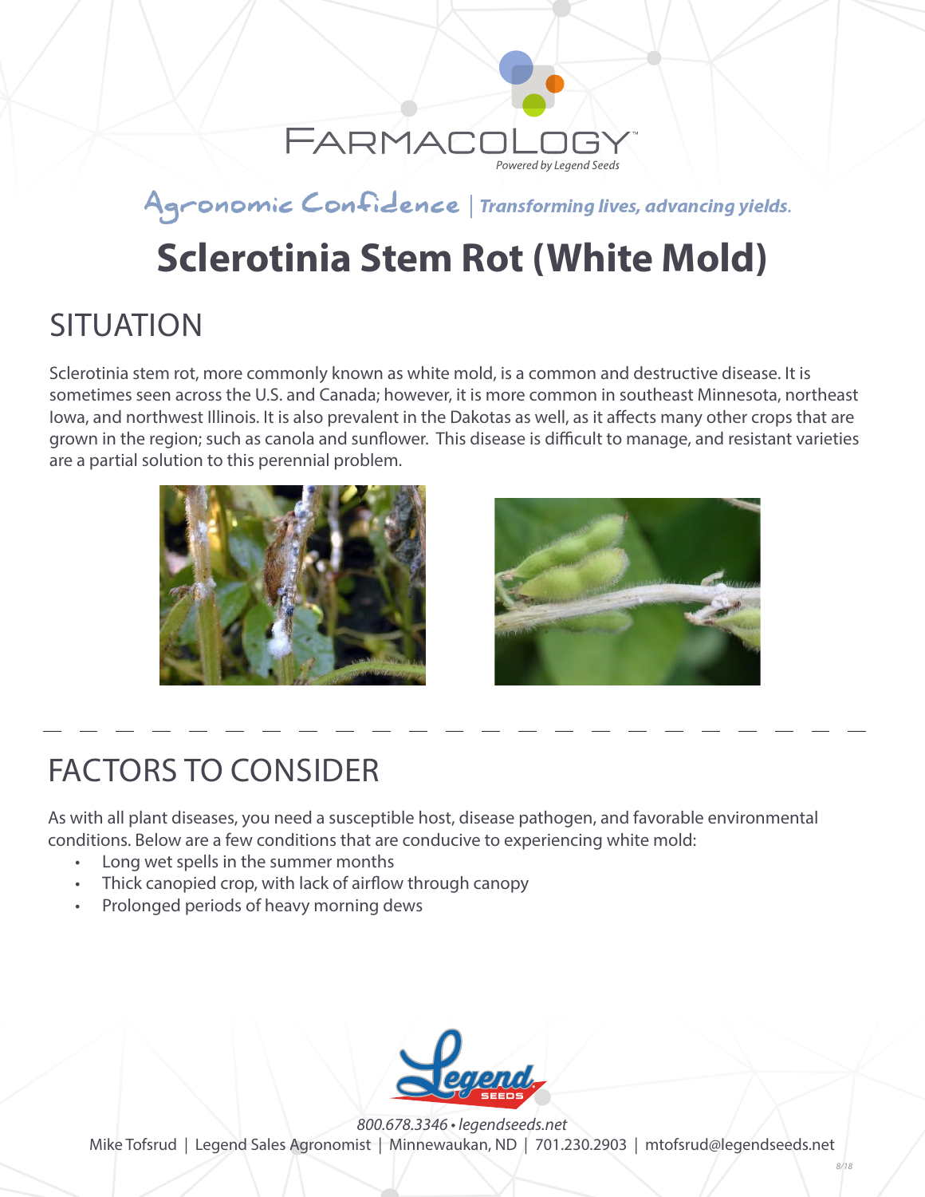FARMACOLOGY™
*Powered by Legend Seeds*

**Agronomic Confidence** | ***Transforming lives, advancing yields.***

# Sclerotinia Stem Rot (White Mold)

## SITUATION

Sclerotinia stem rot, more commonly known as white mold, is a common and destructive disease. It is sometimes seen across the U.S. and Canada; however, it is more common in southeast Minnesota, northeast Iowa, and northwest Illinois. It is also prevalent in the Dakotas as well, as it affects many other crops that are grown in the region; such as canola and sunflower. This disease is difficult to manage, and resistant varieties are a partial solution to this perennial problem.

## FACTORS TO CONSIDER

As with all plant diseases, you need a susceptible host, disease pathogen, and favorable environmental conditions. Below are a few conditions that are conducive to experiencing white mold:

- Long wet spells in the summer months
- Thick canopied crop, with lack of airflow through canopy
- Prolonged periods of heavy morning dews

*800.678.3346 • legendseeds.net*

Mike Tofsrud | Legend Sales Agronomist | Minnewaukan, ND | 701.230.2903 | mtofsrud@legendseeds.net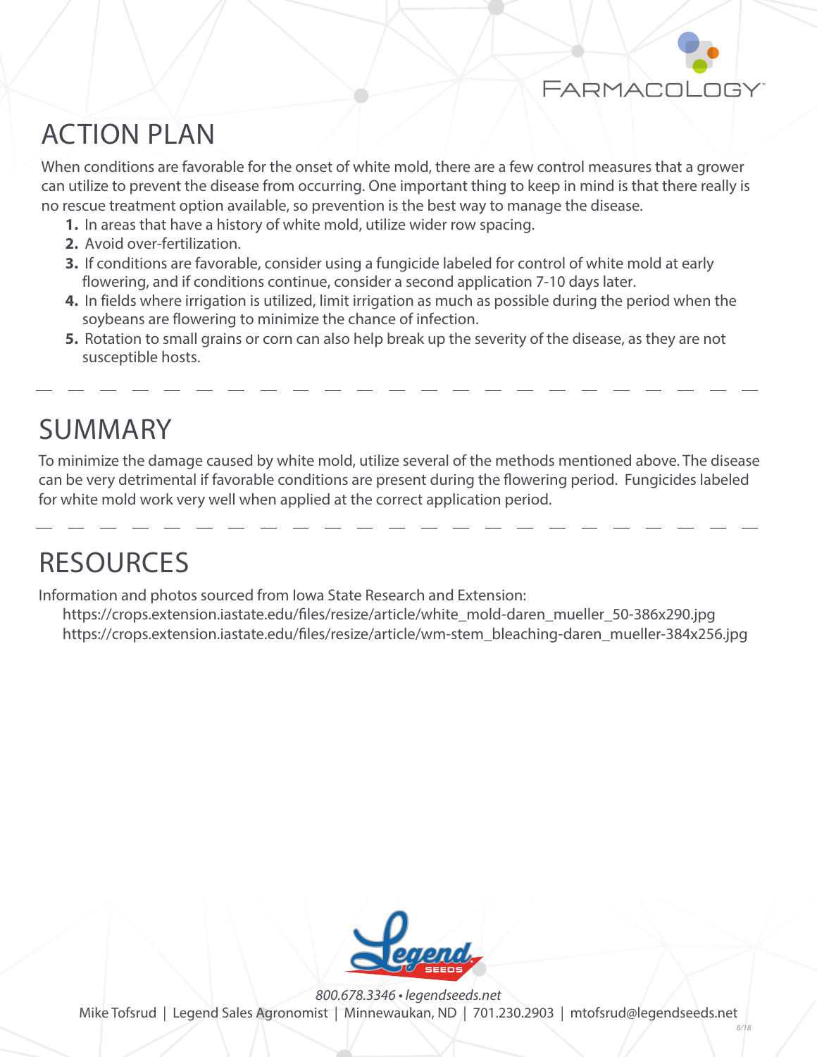## ACTION PLAN

When conditions are favorable for the onset of white mold, there are a few control measures that a grower can utilize to prevent the disease from occurring. One important thing to keep in mind is that there really is no rescue treatment option available, so prevention is the best way to manage the disease.

1. In areas that have a history of white mold, utilize wider row spacing.
2. Avoid over-fertilization.
3. If conditions are favorable, consider using a fungicide labeled for control of white mold at early flowering, and if conditions continue, consider a second application 7-10 days later.
4. In fields where irrigation is utilized, limit irrigation as much as possible during the period when the soybeans are flowering to minimize the chance of infection.
5. Rotation to small grains or corn can also help break up the severity of the disease, as they are not susceptible hosts.

## SUMMARY

To minimize the damage caused by white mold, utilize several of the methods mentioned above. The disease can be very detrimental if favorable conditions are present during the flowering period. Fungicides labeled for white mold work very well when applied at the correct application period.

## RESOURCES

Information and photos sourced from Iowa State Research and Extension:

https://crops.extension.iastate.edu/files/resize/article/white_mold-daren_mueller_50-386x290.jpg
https://crops.extension.iastate.edu/files/resize/article/wm-stem_bleaching-daren_mueller-384x256.jpg

*800.678.3346 • legendseeds.net*

Mike Tofsrud | Legend Sales Agronomist | Minnewaukan, ND | 701.230.2903 | mtofsrud@legendseeds.net